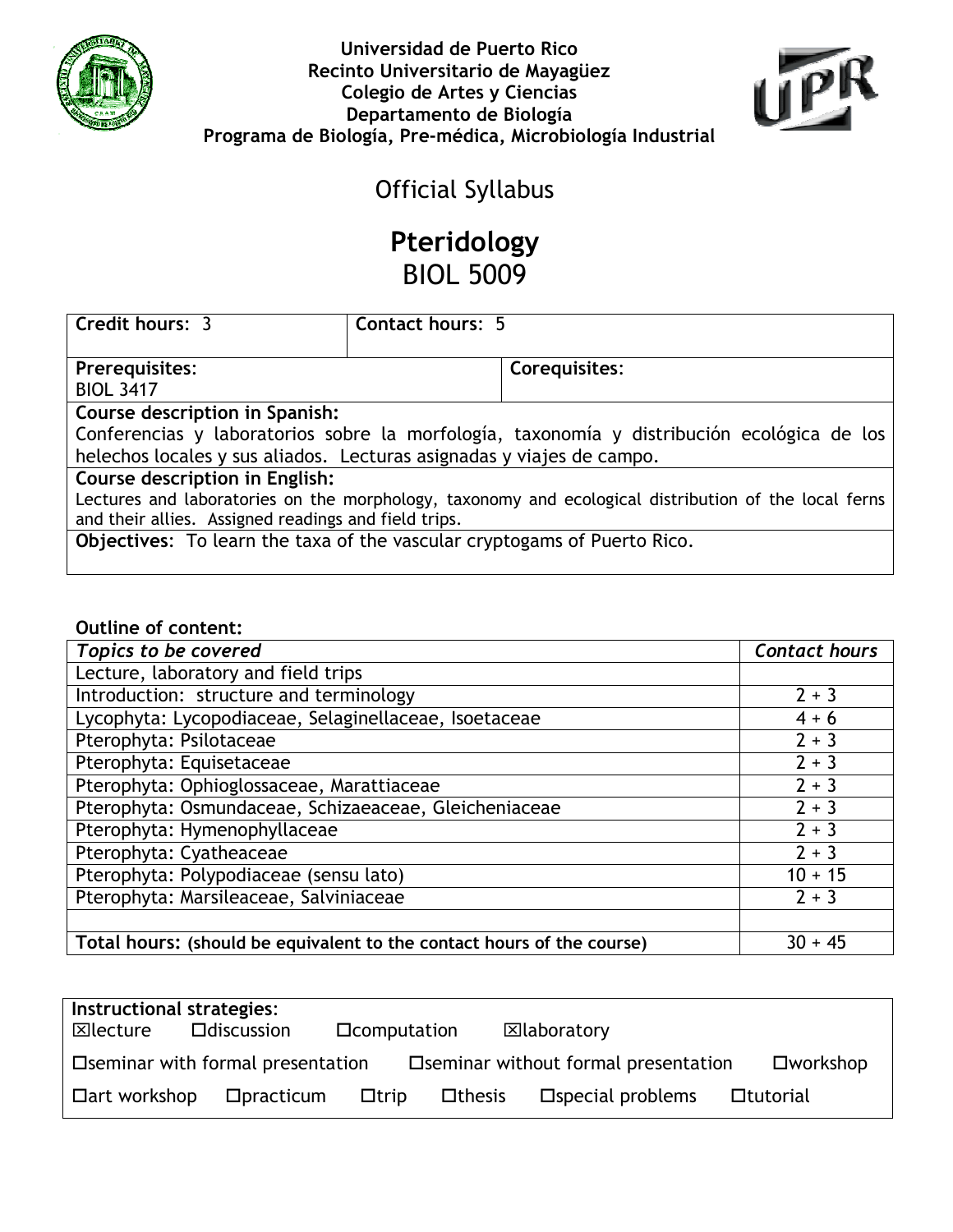**Universidad de Puerto Rico**
**Recinto Universitario de Mayagüez**
**Colegio de Artes y Ciencias**
**Departamento de Biología**
**Programa de Biología, Pre-médica, Microbiología Industrial**

## Official Syllabus

# Pteridology
## BIOL 5009

| **Credit hours**: 3 | **Contact hours**: 5 |
|---|---|
| **Prerequisites**: BIOL 3417 | **Corequisites**: |

**Course description in Spanish:**
Conferencias y laboratorios sobre la morfología, taxonomía y distribución ecológica de los helechos locales y sus aliados. Lecturas asignadas y viajes de campo.

**Course description in English:**
Lectures and laboratories on the morphology, taxonomy and ecological distribution of the local ferns and their allies. Assigned readings and field trips.

**Objectives**: To learn the taxa of the vascular cryptogams of Puerto Rico.

**Outline of content:**

| *Topics to be covered* | *Contact hours* |
|---|---|
| Lecture, laboratory and field trips | |
| Introduction: structure and terminology | 2 + 3 |
| Lycophyta: Lycopodiaceae, Selaginellaceae, Isoetaceae | 4 + 6 |
| Pterophyta: Psilotaceae | 2 + 3 |
| Pterophyta: Equisetaceae | 2 + 3 |
| Pterophyta: Ophioglossaceae, Marattiaceae | 2 + 3 |
| Pterophyta: Osmundaceae, Schizaeaceae, Gleicheniaceae | 2 + 3 |
| Pterophyta: Hymenophyllaceae | 2 + 3 |
| Pterophyta: Cyatheaceae | 2 + 3 |
| Pterophyta: Polypodiaceae (sensu lato) | 10 + 15 |
| Pterophyta: Marsileaceae, Salviniaceae | 2 + 3 |
| | |
| **Total hours: (should be equivalent to the contact hours of the course)** | 30 + 45 |

**Instructional strategies**:

☒lecture ☐discussion ☐computation ☒laboratory

☐seminar with formal presentation ☐seminar without formal presentation ☐workshop

☐art workshop ☐practicum ☐trip ☐thesis ☐special problems ☐tutorial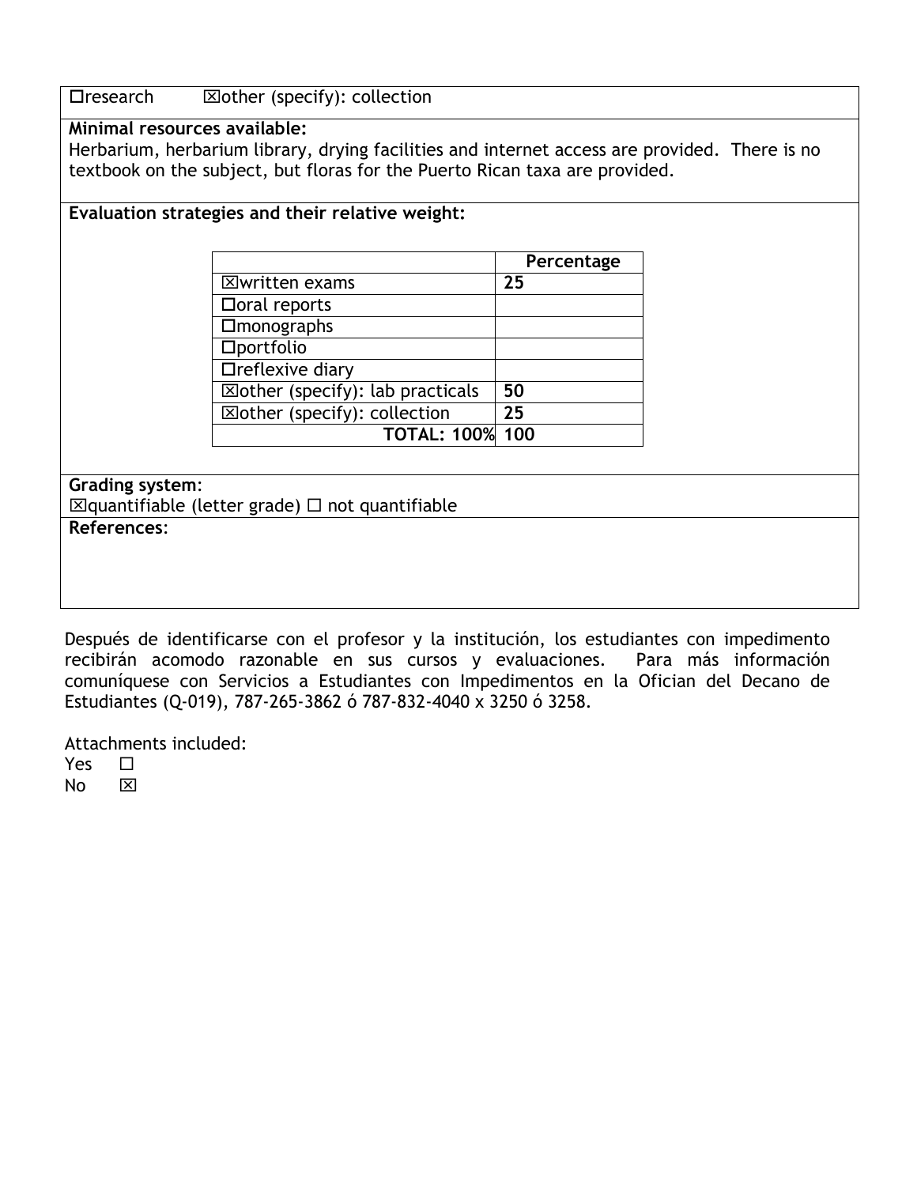☐research ☒other (specify): collection

**Minimal resources available:**
Herbarium, herbarium library, drying facilities and internet access are provided. There is no textbook on the subject, but floras for the Puerto Rican taxa are provided.

**Evaluation strategies and their relative weight:**

| | Percentage |
|---|---|
| ☒written exams | **25** |
| ☐oral reports | |
| ☐monographs | |
| ☐portfolio | |
| ☐reflexive diary | |
| ☒other (specify): lab practicals | **50** |
| ☒other (specify): collection | **25** |
| **TOTAL: 100%** | **100** |

**Grading system**:
☒quantifiable (letter grade) ☐ not quantifiable

**References**:

Después de identificarse con el profesor y la institución, los estudiantes con impedimento recibirán acomodo razonable en sus cursos y evaluaciones. Para más información comuníquese con Servicios a Estudiantes con Impedimentos en la Ofician del Decano de Estudiantes (Q-019), 787-265-3862 ó 787-832-4040 x 3250 ó 3258.

Attachments included:
Yes ☐
No ☒